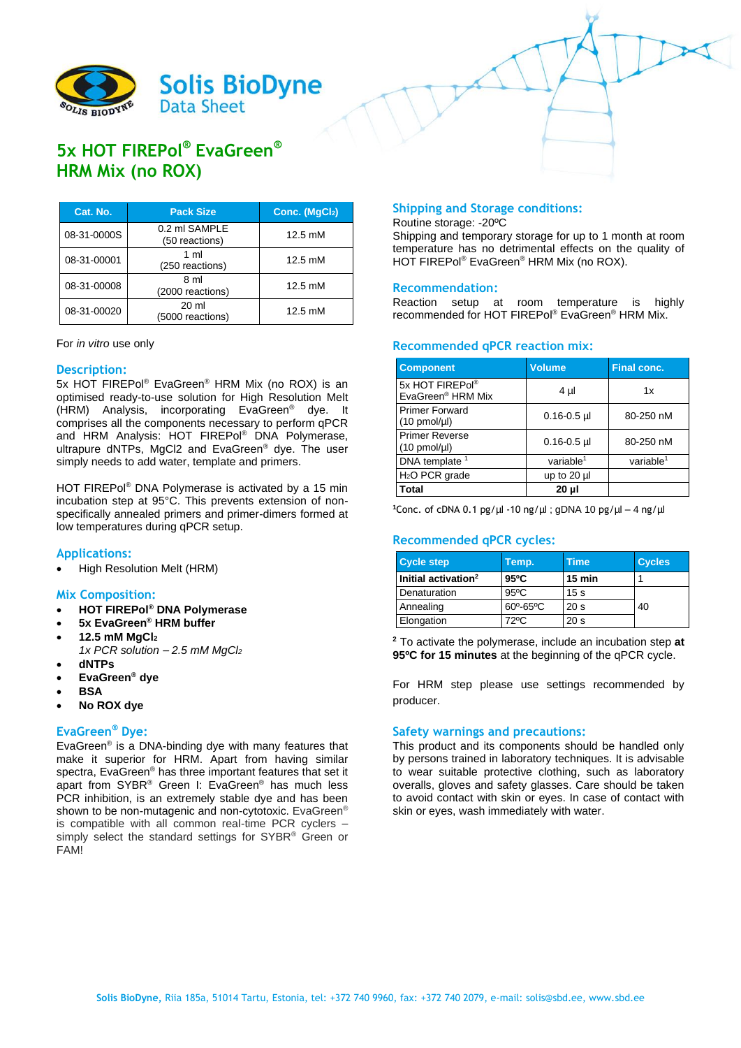Solis BioDyne
Data Sheet

# 5x HOT FIREPol® EvaGreen® HRM Mix (no ROX)

| Cat. No. | Pack Size | Conc. ($MgCl_2$) |
|---|---|---|
| 08-31-0000S | 0.2 ml SAMPLE (50 reactions) | 12.5 mM |
| 08-31-00001 | 1 ml (250 reactions) | 12.5 mM |
| 08-31-00008 | 8 ml (2000 reactions) | 12.5 mM |
| 08-31-00020 | 20 ml (5000 reactions) | 12.5 mM |

For *in vitro* use only

## Description:

5x HOT FIREPol® EvaGreen® HRM Mix (no ROX) is an optimised ready-to-use solution for High Resolution Melt (HRM) Analysis, incorporating EvaGreen® dye. It comprises all the components necessary to perform qPCR and HRM Analysis: HOT FIREPol® DNA Polymerase, ultrapure dNTPs, MgCl2 and EvaGreen® dye. The user simply needs to add water, template and primers.

HOT FIREPol® DNA Polymerase is activated by a 15 min incubation step at 95°C. This prevents extension of non-specifically annealed primers and primer-dimers formed at low temperatures during qPCR setup.

## Applications:

- High Resolution Melt (HRM)

## Mix Composition:

- **HOT FIREPol® DNA Polymerase**
- **5x EvaGreen® HRM buffer**
- **12.5 mM $MgCl_2$**
  *1x PCR solution – 2.5 mM $MgCl_2$*
- **dNTPs**
- **EvaGreen® dye**
- **BSA**
- **No ROX dye**

## EvaGreen® Dye:

EvaGreen® is a DNA-binding dye with many features that make it superior for HRM. Apart from having similar spectra, EvaGreen® has three important features that set it apart from SYBR® Green I: EvaGreen® has much less PCR inhibition, is an extremely stable dye and has been shown to be non-mutagenic and non-cytotoxic. EvaGreen® is compatible with all common real-time PCR cyclers – simply select the standard settings for SYBR® Green or FAM!

## Shipping and Storage conditions:

Routine storage: -20ºC
Shipping and temporary storage for up to 1 month at room temperature has no detrimental effects on the quality of HOT FIREPol® EvaGreen® HRM Mix (no ROX).

## Recommendation:

Reaction setup at room temperature is highly recommended for HOT FIREPol® EvaGreen® HRM Mix.

## Recommended qPCR reaction mix:

| Component | Volume | Final conc. |
|---|---|---|
| 5x HOT FIREPol® EvaGreen® HRM Mix | 4 µl | 1x |
| Primer Forward (10 pmol/µl) | 0.16-0.5 µl | 80-250 nM |
| Primer Reverse (10 pmol/µl) | 0.16-0.5 µl | 80-250 nM |
| DNA template [1] | variable[1] | variable[1] |
| $H_2O$ PCR grade | up to 20 µl | |
| **Total** | **20 µl** | |

[1]Conc. of cDNA 0.1 pg/µl -10 ng/µl ; gDNA 10 pg/µl – 4 ng/µl

## Recommended qPCR cycles:

| Cycle step | Temp. | Time | Cycles |
|---|---|---|---|
| **Initial activation[2]** | **95ºC** | **15 min** | 1 |
| Denaturation | 95ºC | 15 s | 40 |
| Annealing | 60º-65ºC | 20 s | |
| Elongation | 72ºC | 20 s | |

[2] To activate the polymerase, include an incubation step **at 95ºC for 15 minutes** at the beginning of the qPCR cycle.

For HRM step please use settings recommended by producer.

## Safety warnings and precautions:

This product and its components should be handled only by persons trained in laboratory techniques. It is advisable to wear suitable protective clothing, such as laboratory overalls, gloves and safety glasses. Care should be taken to avoid contact with skin or eyes. In case of contact with skin or eyes, wash immediately with water.

**Solis BioDyne,** Riia 185a, 51014 Tartu, Estonia, tel: +372 740 9960, fax: +372 740 2079, e-mail: solis@sbd.ee, www.sbd.ee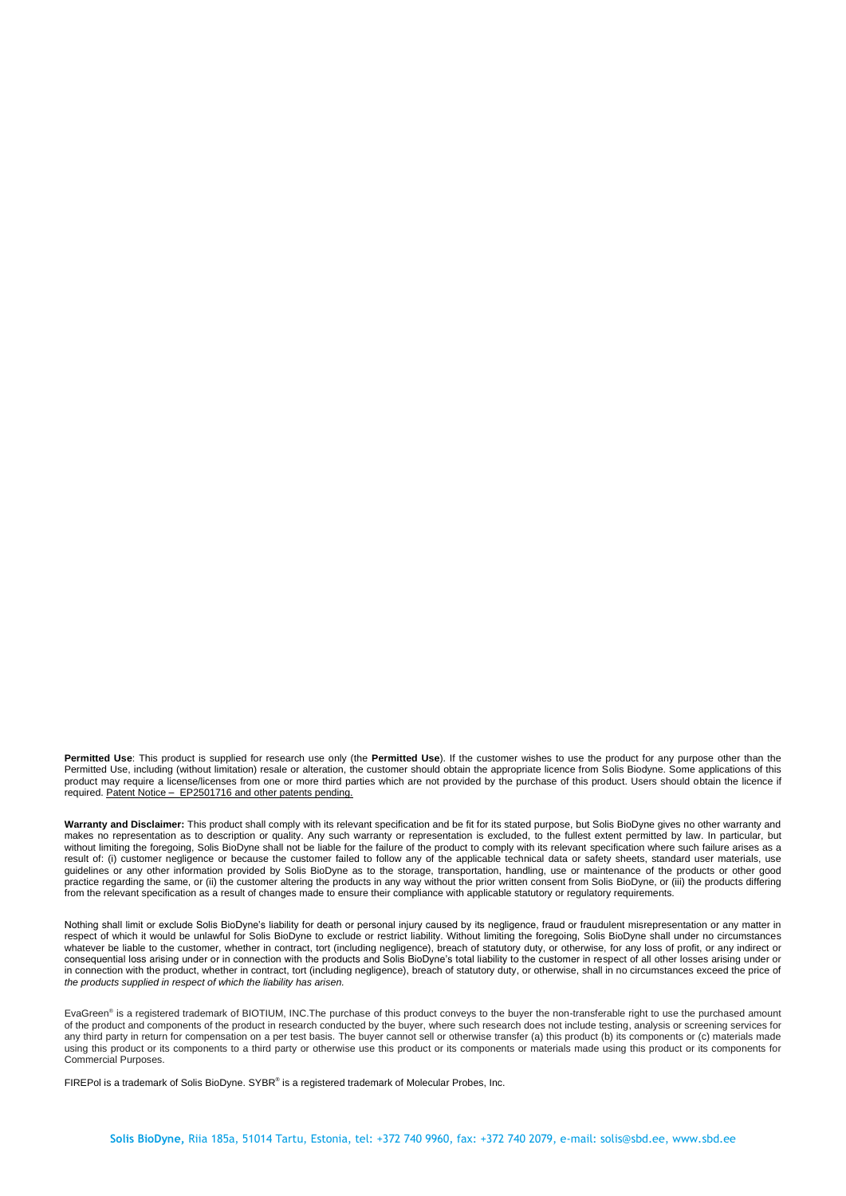**Permitted Use**: This product is supplied for research use only (the **Permitted Use**). If the customer wishes to use the product for any purpose other than the Permitted Use, including (without limitation) resale or alteration, the customer should obtain the appropriate licence from Solis Biodyne. Some applications of this product may require a license/licenses from one or more third parties which are not provided by the purchase of this product. Users should obtain the licence if required. Patent Notice – EP2501716 and other patents pending.

**Warranty and Disclaimer:** This product shall comply with its relevant specification and be fit for its stated purpose, but Solis BioDyne gives no other warranty and makes no representation as to description or quality. Any such warranty or representation is excluded, to the fullest extent permitted by law. In particular, but without limiting the foregoing, Solis BioDyne shall not be liable for the failure of the product to comply with its relevant specification where such failure arises as a result of: (i) customer negligence or because the customer failed to follow any of the applicable technical data or safety sheets, standard user materials, use guidelines or any other information provided by Solis BioDyne as to the storage, transportation, handling, use or maintenance of the products or other good practice regarding the same, or (ii) the customer altering the products in any way without the prior written consent from Solis BioDyne, or (iii) the products differing from the relevant specification as a result of changes made to ensure their compliance with applicable statutory or regulatory requirements.

Nothing shall limit or exclude Solis BioDyne's liability for death or personal injury caused by its negligence, fraud or fraudulent misrepresentation or any matter in respect of which it would be unlawful for Solis BioDyne to exclude or restrict liability. Without limiting the foregoing, Solis BioDyne shall under no circumstances whatever be liable to the customer, whether in contract, tort (including negligence), breach of statutory duty, or otherwise, for any loss of profit, or any indirect or consequential loss arising under or in connection with the products and Solis BioDyne's total liability to the customer in respect of all other losses arising under or in connection with the product, whether in contract, tort (including negligence), breach of statutory duty, or otherwise, shall in no circumstances exceed the price of *the products supplied in respect of which the liability has arisen.*

EvaGreen® is a registered trademark of BIOTIUM, INC.The purchase of this product conveys to the buyer the non-transferable right to use the purchased amount of the product and components of the product in research conducted by the buyer, where such research does not include testing, analysis or screening services for any third party in return for compensation on a per test basis. The buyer cannot sell or otherwise transfer (a) this product (b) its components or (c) materials made using this product or its components to a third party or otherwise use this product or its components or materials made using this product or its components for Commercial Purposes.

FIREPol is a trademark of Solis BioDyne. SYBR® is a registered trademark of Molecular Probes, Inc.

**Solis BioDyne,** Riia 185a, 51014 Tartu, Estonia, tel: +372 740 9960, fax: +372 740 2079, e-mail: solis@sbd.ee, www.sbd.ee